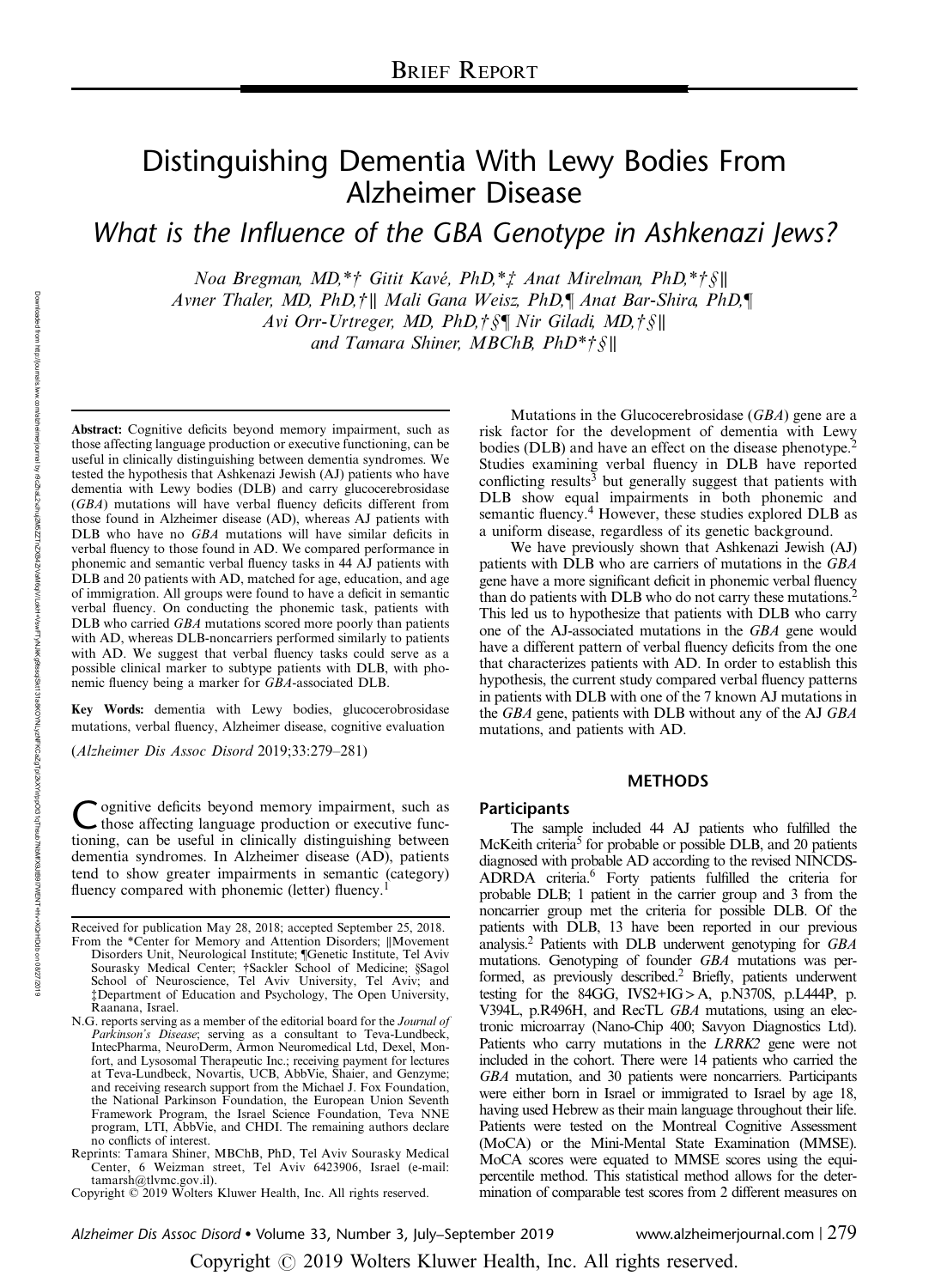BRIEF REPORT

# Distinguishing Dementia With Lewy Bodies From Alzheimer Disease

## What is the Influence of the GBA Genotype in Ashkenazi Jews?

*Noa Bregman, MD,*† Gitit Kavé, PhD,*‡ Anat Mirelman, PhD,*†§‖ Avner Thaler, MD, PhD,†‖ Mali Gana Weisz, PhD,¶ Anat Bar-Shira, PhD,¶ Avi Orr-Urtreger, MD, PhD,†§¶ Nir Giladi, MD,†§‖ and Tamara Shiner, MBChB, PhD*†§‖*

**Abstract:** Cognitive deficits beyond memory impairment, such as those affecting language production or executive functioning, can be useful in clinically distinguishing between dementia syndromes. We tested the hypothesis that Ashkenazi Jewish (AJ) patients who have dementia with Lewy bodies (DLB) and carry glucocerebrosidase (*GBA*) mutations will have verbal fluency deficits different from those found in Alzheimer disease (AD), whereas AJ patients with DLB who have no *GBA* mutations will have similar deficits in verbal fluency to those found in AD. We compared performance in phonemic and semantic verbal fluency tasks in 44 AJ patients with DLB and 20 patients with AD, matched for age, education, and age of immigration. All groups were found to have a deficit in semantic verbal fluency. On conducting the phonemic task, patients with DLB who carried *GBA* mutations scored more poorly than patients with AD, whereas DLB-noncarriers performed similarly to patients with AD. We suggest that verbal fluency tasks could serve as a possible clinical marker to subtype patients with DLB, with phonemic fluency being a marker for *GBA*-associated DLB.

**Key Words:** dementia with Lewy bodies, glucocerebrosidase mutations, verbal fluency, Alzheimer disease, cognitive evaluation

(*Alzheimer Dis Assoc Disord* 2019;33:279–281)

Cognitive deficits beyond memory impairment, such as those affecting language production or executive functioning, can be useful in clinically distinguishing between dementia syndromes. In Alzheimer disease (AD), patients tend to show greater impairments in semantic (category) fluency compared with phonemic (letter) fluency.[1]

Received for publication May 28, 2018; accepted September 25, 2018.

From the *Center for Memory and Attention Disorders; ‖Movement Disorders Unit, Neurological Institute; ¶Genetic Institute, Tel Aviv Sourasky Medical Center; †Sackler School of Medicine; §Sagol School of Neuroscience, Tel Aviv University, Tel Aviv; and ‡Department of Education and Psychology, The Open University, Raanana, Israel.

N.G. reports serving as a member of the editorial board for the *Journal of Parkinson's Disease*; serving as a consultant to Teva-Lundbeck, IntecPharma, NeuroDerm, Armon Neuromedical Ltd, Dexel, Monfort, and Lysosomal Therapeutic Inc.; receiving payment for lectures at Teva-Lundbeck, Novartis, UCB, AbbVie, Shaier, and Genzyme; and receiving research support from the Michael J. Fox Foundation, the National Parkinson Foundation, the European Union Seventh Framework Program, the Israel Science Foundation, Teva NNE program, LTI, AbbVie, and CHDI. The remaining authors declare no conflicts of interest.

Reprints: Tamara Shiner, MBChB, PhD, Tel Aviv Sourasky Medical Center, 6 Weizman street, Tel Aviv 6423906, Israel (e-mail: tamarsh@tlvmc.gov.il).

Copyright © 2019 Wolters Kluwer Health, Inc. All rights reserved.

Mutations in the Glucocerebrosidase (*GBA*) gene are a risk factor for the development of dementia with Lewy bodies (DLB) and have an effect on the disease phenotype.[2] Studies examining verbal fluency in DLB have reported conflicting results[3] but generally suggest that patients with DLB show equal impairments in both phonemic and semantic fluency.[4] However, these studies explored DLB as a uniform disease, regardless of its genetic background.

We have previously shown that Ashkenazi Jewish (AJ) patients with DLB who are carriers of mutations in the *GBA* gene have a more significant deficit in phonemic verbal fluency than do patients with DLB who do not carry these mutations.[2] This led us to hypothesize that patients with DLB who carry one of the AJ-associated mutations in the *GBA* gene would have a different pattern of verbal fluency deficits from the one that characterizes patients with AD. In order to establish this hypothesis, the current study compared verbal fluency patterns in patients with DLB with one of the 7 known AJ mutations in the *GBA* gene, patients with DLB without any of the AJ *GBA* mutations, and patients with AD.

## METHODS

### Participants

The sample included 44 AJ patients who fulfilled the McKeith criteria[5] for probable or possible DLB, and 20 patients diagnosed with probable AD according to the revised NINCDS-ADRDA criteria.[6] Forty patients fulfilled the criteria for probable DLB; 1 patient in the carrier group and 3 from the noncarrier group met the criteria for possible DLB. Of the patients with DLB, 13 have been reported in our previous analysis.[2] Patients with DLB underwent genotyping for *GBA* mutations. Genotyping of founder *GBA* mutations was performed, as previously described.[2] Briefly, patients underwent testing for the 84GG, IVS2+IG>A, p.N370S, p.L444P, p.V394L, p.R496H, and RecTL *GBA* mutations, using an electronic microarray (Nano-Chip 400; Savyon Diagnostics Ltd). Patients who carry mutations in the *LRRK2* gene were not included in the cohort. There were 14 patients who carried the *GBA* mutation, and 30 patients were noncarriers. Participants were either born in Israel or immigrated to Israel by age 18, having used Hebrew as their main language throughout their life. Patients were tested on the Montreal Cognitive Assessment (MoCA) or the Mini-Mental State Examination (MMSE). MoCA scores were equated to MMSE scores using the equipercentile method. This statistical method allows for the determination of comparable test scores from 2 different measures on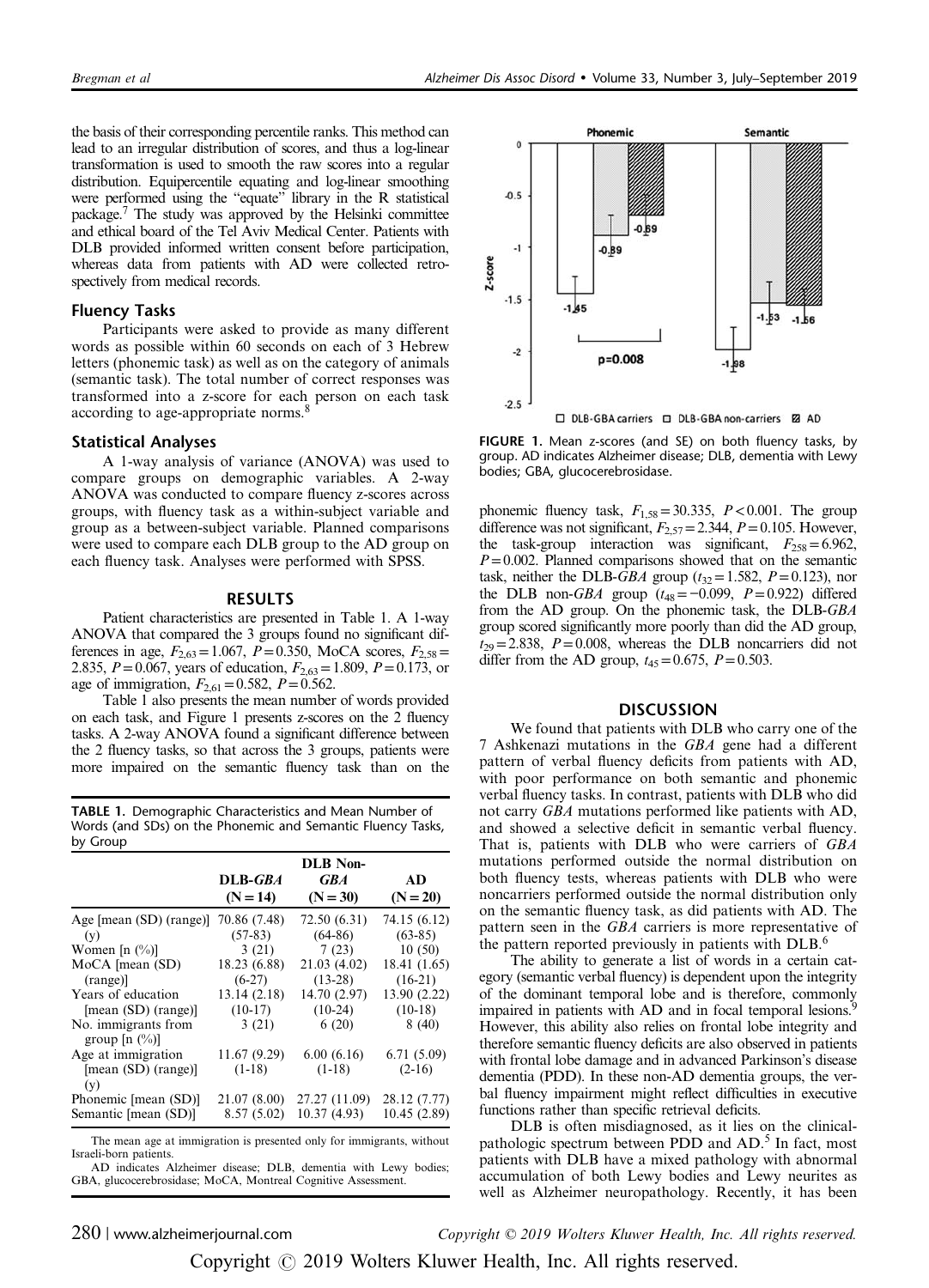the basis of their corresponding percentile ranks. This method can lead to an irregular distribution of scores, and thus a log-linear transformation is used to smooth the raw scores into a regular distribution. Equipercentile equating and log-linear smoothing were performed using the "equate" library in the R statistical package.[7] The study was approved by the Helsinki committee and ethical board of the Tel Aviv Medical Center. Patients with DLB provided informed written consent before participation, whereas data from patients with AD were collected retrospectively from medical records.

### Fluency Tasks

Participants were asked to provide as many different words as possible within 60 seconds on each of 3 Hebrew letters (phonemic task) as well as on the category of animals (semantic task). The total number of correct responses was transformed into a z-score for each person on each task according to age-appropriate norms.[8]

### Statistical Analyses

A 1-way analysis of variance (ANOVA) was used to compare groups on demographic variables. A 2-way ANOVA was conducted to compare fluency z-scores across groups, with fluency task as a within-subject variable and group as a between-subject variable. Planned comparisons were used to compare each DLB group to the AD group on each fluency task. Analyses were performed with SPSS.

## RESULTS

Patient characteristics are presented in Table 1. A 1-way ANOVA that compared the 3 groups found no significant differences in age, $F_{2,63}=1.067$, $P=0.350$, MoCA scores, $F_{2,58}=2.835$, $P=0.067$, years of education, $F_{2,63}=1.809$, $P=0.173$, or age of immigration, $F_{2,61}=0.582$, $P=0.562$.

Table 1 also presents the mean number of words provided on each task, and Figure 1 presents z-scores on the 2 fluency tasks. A 2-way ANOVA found a significant difference between the 2 fluency tasks, so that across the 3 groups, patients were more impaired on the semantic fluency task than on the phonemic fluency task, $F_{1,58}=30.335$, $P<0.001$. The group difference was not significant, $F_{2,57}=2.344$, $P=0.105$. However, the task-group interaction was significant, $F_{258}=6.962$, $P=0.002$. Planned comparisons showed that on the semantic task, neither the DLB-*GBA* group ($t_{32}=1.582$, $P=0.123$), nor the DLB non-*GBA* group ($t_{48}=-0.099$, $P=0.922$) differed from the AD group. On the phonemic task, the DLB-*GBA* group scored significantly more poorly than did the AD group, $t_{29}=2.838$, $P=0.008$, whereas the DLB noncarriers did not differ from the AD group, $t_{45}=0.675$, $P=0.503$.

**TABLE 1.** Demographic Characteristics and Mean Number of Words (and SDs) on the Phonemic and Semantic Fluency Tasks, by Group

| | DLB-*GBA* (N = 14) | DLB Non-*GBA* (N = 30) | AD (N = 20) |
|---|---|---|---|
| Age [mean (SD) (range)] (y) | 70.86 (7.48) (57-83) | 72.50 (6.31) (64-86) | 74.15 (6.12) (63-85) |
| Women [n (%)] | 3 (21) | 7 (23) | 10 (50) |
| MoCA [mean (SD) (range)] | 18.23 (6.88) (6-27) | 21.03 (4.02) (13-28) | 18.41 (1.65) (16-21) |
| Years of education [mean (SD) (range)] | 13.14 (2.18) (10-17) | 14.70 (2.97) (10-24) | 13.90 (2.22) (10-18) |
| No. immigrants from group [n (%)] | 3 (21) | 6 (20) | 8 (40) |
| Age at immigration [mean (SD) (range)] (y) | 11.67 (9.29) (1-18) | 6.00 (6.16) (1-18) | 6.71 (5.09) (2-16) |
| Phonemic [mean (SD)] | 21.07 (8.00) | 27.27 (11.09) | 28.12 (7.77) |
| Semantic [mean (SD)] | 8.57 (5.02) | 10.37 (4.93) | 10.45 (2.89) |

The mean age at immigration is presented only for immigrants, without Israeli-born patients.

AD indicates Alzheimer disease; DLB, dementia with Lewy bodies; GBA, glucocerebrosidase; MoCA, Montreal Cognitive Assessment.

**FIGURE 1.** Mean z-scores (and SE) on both fluency tasks, by group. AD indicates Alzheimer disease; DLB, dementia with Lewy bodies; GBA, glucocerebrosidase.

## DISCUSSION

We found that patients with DLB who carry one of the 7 Ashkenazi mutations in the *GBA* gene had a different pattern of verbal fluency deficits from patients with AD, with poor performance on both semantic and phonemic verbal fluency tasks. In contrast, patients with DLB who did not carry *GBA* mutations performed like patients with AD, and showed a selective deficit in semantic verbal fluency. That is, patients with DLB who were carriers of *GBA* mutations performed outside the normal distribution on both fluency tests, whereas patients with DLB who were noncarriers performed outside the normal distribution only on the semantic fluency task, as did patients with AD. The pattern seen in the *GBA* carriers is more representative of the pattern reported previously in patients with DLB.[6]

The ability to generate a list of words in a certain category (semantic verbal fluency) is dependent upon the integrity of the dominant temporal lobe and is therefore, commonly impaired in patients with AD and in focal temporal lesions.[9] However, this ability also relies on frontal lobe integrity and therefore semantic fluency deficits are also observed in patients with frontal lobe damage and in advanced Parkinson's disease dementia (PDD). In these non-AD dementia groups, the verbal fluency impairment might reflect difficulties in executive functions rather than specific retrieval deficits.

DLB is often misdiagnosed, as it lies on the clinical-pathologic spectrum between PDD and AD.[5] In fact, most patients with DLB have a mixed pathology with abnormal accumulation of both Lewy bodies and Lewy neurites as well as Alzheimer neuropathology. Recently, it has been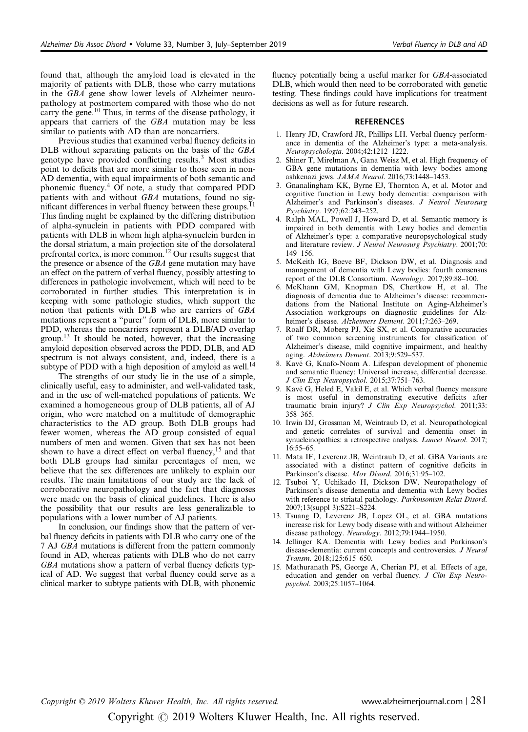found that, although the amyloid load is elevated in the majority of patients with DLB, those who carry mutations in the *GBA* gene show lower levels of Alzheimer neuropathology at postmortem compared with those who do not carry the gene.[10] Thus, in terms of the disease pathology, it appears that carriers of the *GBA* mutation may be less similar to patients with AD than are noncarriers.

Previous studies that examined verbal fluency deficits in DLB without separating patients on the basis of the *GBA* genotype have provided conflicting results.[3] Most studies point to deficits that are more similar to those seen in non-AD dementia, with equal impairments of both semantic and phonemic fluency.[4] Of note, a study that compared PDD patients with and without *GBA* mutations, found no significant differences in verbal fluency between these groups.[11] This finding might be explained by the differing distribution of alpha-synuclein in patients with PDD compared with patients with DLB in whom high alpha-synuclein burden in the dorsal striatum, a main projection site of the dorsolateral prefrontal cortex, is more common.[12] Our results suggest that the presence or absence of the *GBA* gene mutation may have an effect on the pattern of verbal fluency, possibly attesting to differences in pathologic involvement, which will need to be corroborated in further studies. This interpretation is in keeping with some pathologic studies, which support the notion that patients with DLB who are carriers of *GBA* mutations represent a "purer" form of DLB, more similar to PDD, whereas the noncarriers represent a DLB/AD overlap group.[13] It should be noted, however, that the increasing amyloid deposition observed across the PDD, DLB, and AD spectrum is not always consistent, and, indeed, there is a subtype of PDD with a high deposition of amyloid as well.[14]

The strengths of our study lie in the use of a simple, clinically useful, easy to administer, and well-validated task, and in the use of well-matched populations of patients. We examined a homogeneous group of DLB patients, all of AJ origin, who were matched on a multitude of demographic characteristics to the AD group. Both DLB groups had fewer women, whereas the AD group consisted of equal numbers of men and women. Given that sex has not been shown to have a direct effect on verbal fluency,[15] and that both DLB groups had similar percentages of men, we believe that the sex differences are unlikely to explain our results. The main limitations of our study are the lack of corroborative neuropathology and the fact that diagnoses were made on the basis of clinical guidelines. There is also the possibility that our results are less generalizable to populations with a lower number of AJ patients.

In conclusion, our findings show that the pattern of verbal fluency deficits in patients with DLB who carry one of the 7 AJ *GBA* mutations is different from the pattern commonly found in AD, whereas patients with DLB who do not carry *GBA* mutations show a pattern of verbal fluency deficits typical of AD. We suggest that verbal fluency could serve as a clinical marker to subtype patients with DLB, with phonemic fluency potentially being a useful marker for *GBA*-associated DLB, which would then need to be corroborated with genetic testing. These findings could have implications for treatment decisions as well as for future research.

## REFERENCES

1. Henry JD, Crawford JR, Phillips LH. Verbal fluency performance in dementia of the Alzheimer's type: a meta-analysis. *Neuropsychologia*. 2004;42:1212–1222.
2. Shiner T, Mirelman A, Gana Weisz M, et al. High frequency of GBA gene mutations in dementia with lewy bodies among ashkenazi jews. *JAMA Neurol*. 2016;73:1448–1453.
3. Gnanalingham KK, Byrne EJ, Thornton A, et al. Motor and cognitive function in Lewy body dementia: comparison with Alzheimer's and Parkinson's diseases. *J Neurol Neurosurg Psychiatry*. 1997;62:243–252.
4. Ralph MAL, Powell J, Howard D, et al. Semantic memory is impaired in both dementia with Lewy bodies and dementia of Alzheimer's type: a comparative neuropsychological study and literature review. *J Neurol Neurosurg Psychiatry*. 2001;70: 149–156.
5. McKeith IG, Boeve BF, Dickson DW, et al. Diagnosis and management of dementia with Lewy bodies: fourth consensus report of the DLB Consortium. *Neurology*. 2017;89:88–100.
6. McKhann GM, Knopman DS, Chertkow H, et al. The diagnosis of dementia due to Alzheimer's disease: recommendations from the National Institute on Aging-Alzheimer's Association workgroups on diagnostic guidelines for Alzheimer's disease. *Alzheimers Dement*. 2011;7:263–269.
7. Roalf DR, Moberg PJ, Xie SX, et al. Comparative accuracies of two common screening instruments for classification of Alzheimer's disease, mild cognitive impairment, and healthy aging. *Alzheimers Dement*. 2013;9:529–537.
8. Kavé G, Knafo-Noam A. Lifespan development of phonemic and semantic fluency: Universal increase, differential decrease. *J Clin Exp Neuropsychol*. 2015;37:751–763.
9. Kavé G, Heled E, Vakil E, et al. Which verbal fluency measure is most useful in demonstrating executive deficits after traumatic brain injury? *J Clin Exp Neuropsychol*. 2011;33: 358–365.
10. Irwin DJ, Grossman M, Weintraub D, et al. Neuropathological and genetic correlates of survival and dementia onset in synucleinopathies: a retrospective analysis. *Lancet Neurol*. 2017; 16:55–65.
11. Mata IF, Leverenz JB, Weintraub D, et al. GBA Variants are associated with a distinct pattern of cognitive deficits in Parkinson's disease. *Mov Disord*. 2016;31:95–102.
12. Tsuboi Y, Uchikado H, Dickson DW. Neuropathology of Parkinson's disease dementia and dementia with Lewy bodies with reference to striatal pathology. *Parkinsonism Relat Disord*. 2007;13(suppl 3):S221–S224.
13. Tsuang D, Leverenz JB, Lopez OL, et al. GBA mutations increase risk for Lewy body disease with and without Alzheimer disease pathology. *Neurology*. 2012;79:1944–1950.
14. Jellinger KA. Dementia with Lewy bodies and Parkinson's disease-dementia: current concepts and controversies. *J Neural Transm*. 2018;125:615–650.
15. Mathuranath PS, George A, Cherian PJ, et al. Effects of age, education and gender on verbal fluency. *J Clin Exp Neuropsychol*. 2003;25:1057–1064.